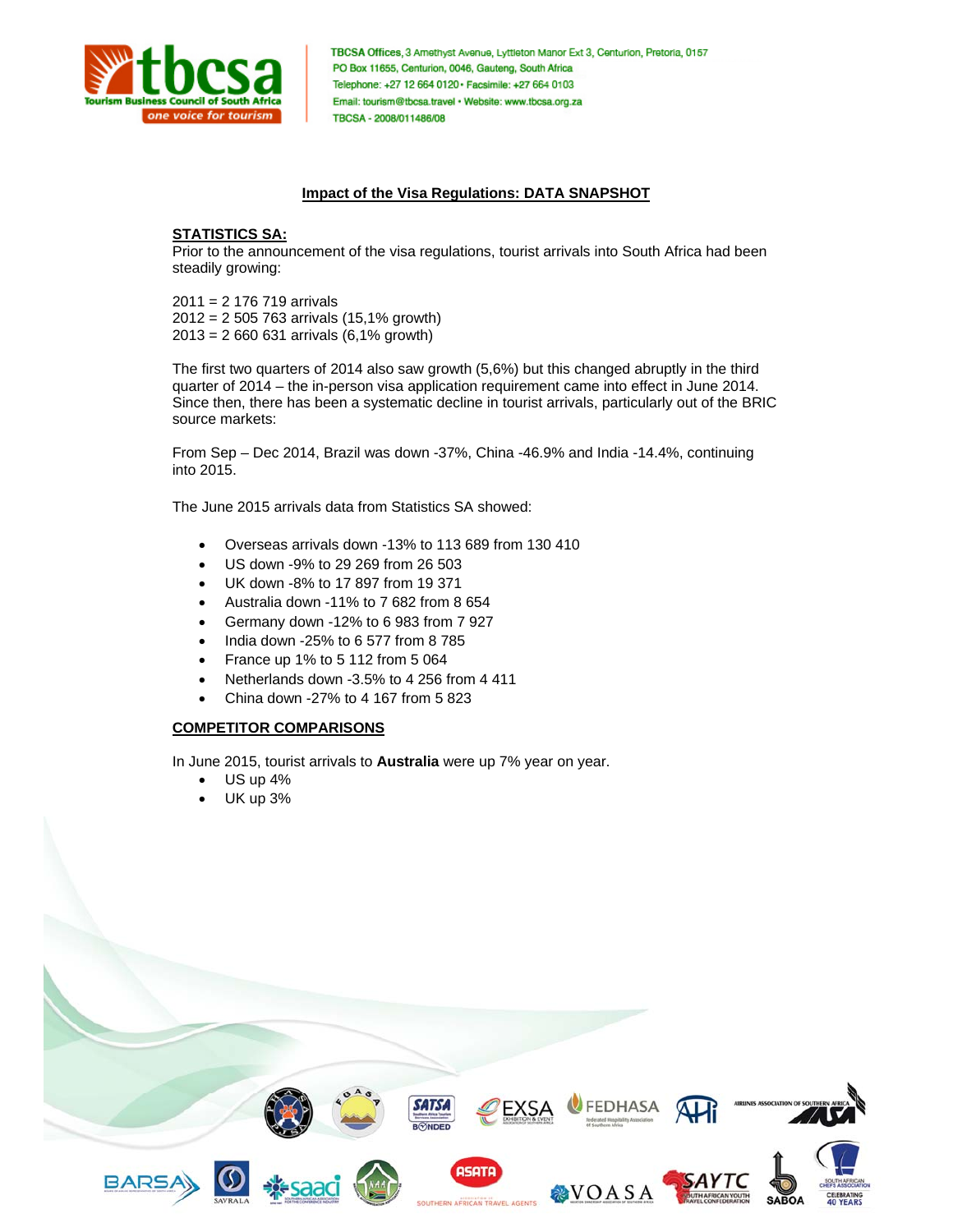TBCSA Offices, 3 Amethyst Avenue, Lyttleton Manor Ext 3, Centurion, Pretoria, 0157
PO Box 11655, Centurion, 0046, Gauteng, South Africa
Telephone: +27 12 664 0120 • Facsimile: +27 664 0103
Email: tourism@tbcsa.travel • Website: www.tbcsa.org.za
TBCSA - 2008/011486/08

## Impact of the Visa Regulations: DATA SNAPSHOT

### STATISTICS SA:

Prior to the announcement of the visa regulations, tourist arrivals into South Africa had been steadily growing:

2011 = 2 176 719 arrivals
2012 = 2 505 763 arrivals (15,1% growth)
2013 = 2 660 631 arrivals (6,1% growth)

The first two quarters of 2014 also saw growth (5,6%) but this changed abruptly in the third quarter of 2014 – the in-person visa application requirement came into effect in June 2014. Since then, there has been a systematic decline in tourist arrivals, particularly out of the BRIC source markets:

From Sep – Dec 2014, Brazil was down -37%, China -46.9% and India -14.4%, continuing into 2015.

The June 2015 arrivals data from Statistics SA showed:

- Overseas arrivals down -13% to 113 689 from 130 410
- US down -9% to 29 269 from 26 503
- UK down -8% to 17 897 from 19 371
- Australia down -11% to 7 682 from 8 654
- Germany down -12% to 6 983 from 7 927
- India down -25% to 6 577 from 8 785
- France up 1% to 5 112 from 5 064
- Netherlands down -3.5% to 4 256 from 4 411
- China down -27% to 4 167 from 5 823

### COMPETITOR COMPARISONS

In June 2015, tourist arrivals to **Australia** were up 7% year on year.

- US up 4%
- UK up 3%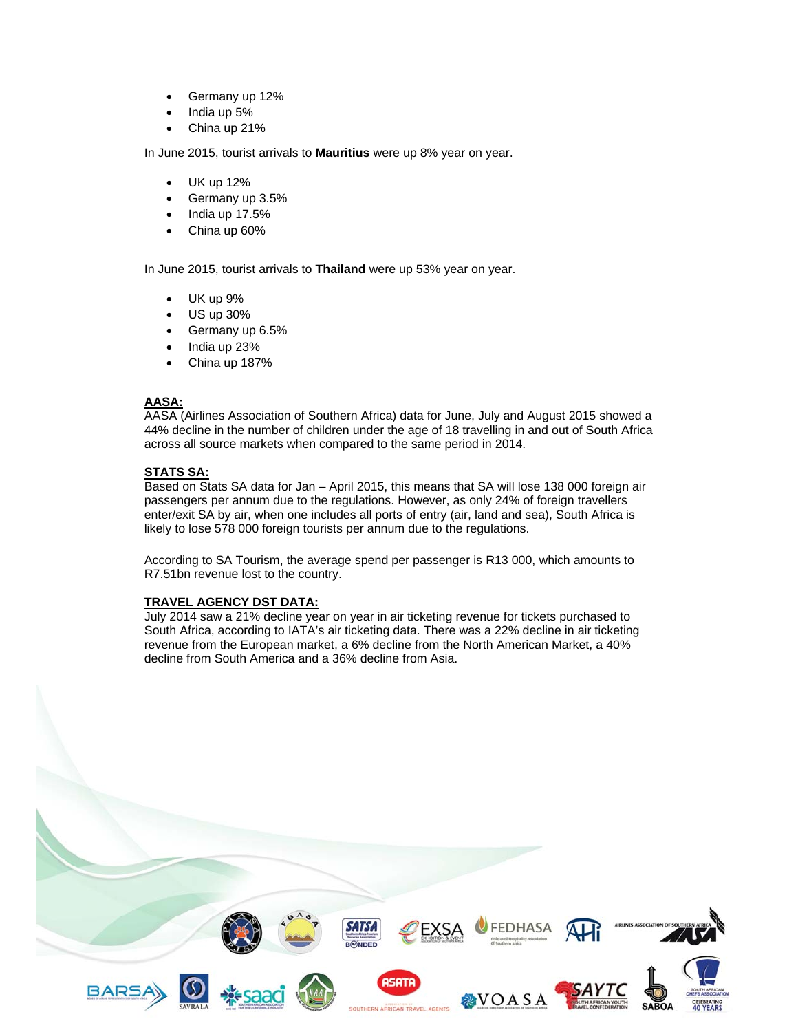- Germany up 12%
- India up 5%
- China up 21%

In June 2015, tourist arrivals to **Mauritius** were up 8% year on year.

- UK up 12%
- Germany up 3.5%
- India up 17.5%
- China up 60%

In June 2015, tourist arrivals to **Thailand** were up 53% year on year.

- UK up 9%
- US up 30%
- Germany up 6.5%
- India up 23%
- China up 187%

**AASA:**
AASA (Airlines Association of Southern Africa) data for June, July and August 2015 showed a 44% decline in the number of children under the age of 18 travelling in and out of South Africa across all source markets when compared to the same period in 2014.

**STATS SA:**
Based on Stats SA data for Jan – April 2015, this means that SA will lose 138 000 foreign air passengers per annum due to the regulations. However, as only 24% of foreign travellers enter/exit SA by air, when one includes all ports of entry (air, land and sea), South Africa is likely to lose 578 000 foreign tourists per annum due to the regulations.

According to SA Tourism, the average spend per passenger is R13 000, which amounts to R7.51bn revenue lost to the country.

**TRAVEL AGENCY DST DATA:**
July 2014 saw a 21% decline year on year in air ticketing revenue for tickets purchased to South Africa, according to IATA's air ticketing data. There was a 22% decline in air ticketing revenue from the European market, a 6% decline from the North American Market, a 40% decline from South America and a 36% decline from Asia.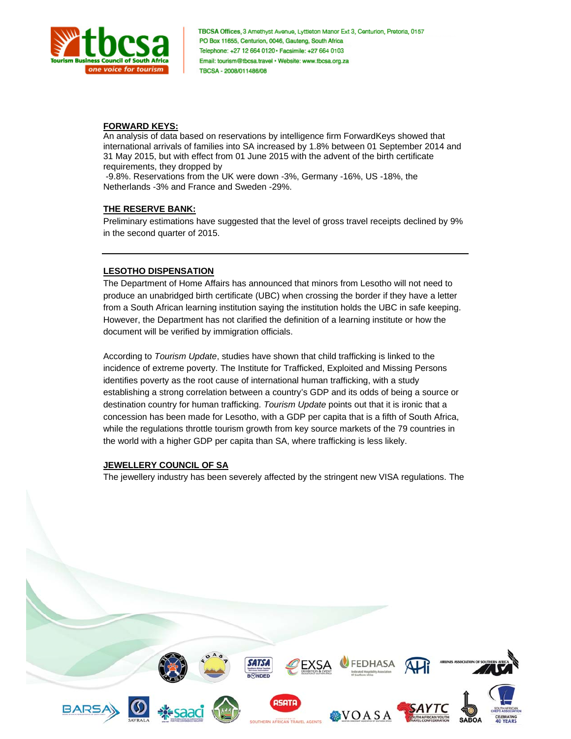**FORWARD KEYS:**

An analysis of data based on reservations by intelligence firm ForwardKeys showed that international arrivals of families into SA increased by 1.8% between 01 September 2014 and 31 May 2015, but with effect from 01 June 2015 with the advent of the birth certificate requirements, they dropped by -9.8%. Reservations from the UK were down -3%, Germany -16%, US -18%, the Netherlands -3% and France and Sweden -29%.

**THE RESERVE BANK:**

Preliminary estimations have suggested that the level of gross travel receipts declined by 9% in the second quarter of 2015.

---

**LESOTHO DISPENSATION**

The Department of Home Affairs has announced that minors from Lesotho will not need to produce an unabridged birth certificate (UBC) when crossing the border if they have a letter from a South African learning institution saying the institution holds the UBC in safe keeping. However, the Department has not clarified the definition of a learning institute or how the document will be verified by immigration officials.

According to *Tourism Update*, studies have shown that child trafficking is linked to the incidence of extreme poverty. The Institute for Trafficked, Exploited and Missing Persons identifies poverty as the root cause of international human trafficking, with a study establishing a strong correlation between a country's GDP and its odds of being a source or destination country for human trafficking. *Tourism Update* points out that it is ironic that a concession has been made for Lesotho, with a GDP per capita that is a fifth of South Africa, while the regulations throttle tourism growth from key source markets of the 79 countries in the world with a higher GDP per capita than SA, where trafficking is less likely.

**JEWELLERY COUNCIL OF SA**

The jewellery industry has been severely affected by the stringent new VISA regulations. The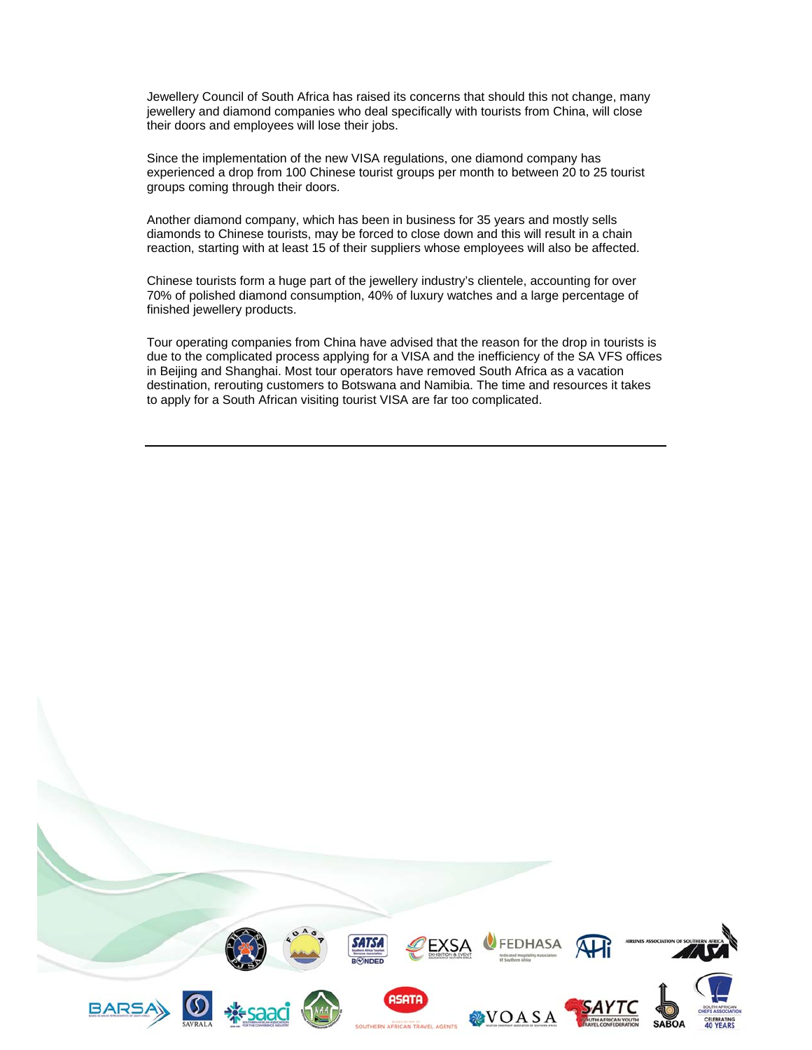Jewellery Council of South Africa has raised its concerns that should this not change, many jewellery and diamond companies who deal specifically with tourists from China, will close their doors and employees will lose their jobs.

Since the implementation of the new VISA regulations, one diamond company has experienced a drop from 100 Chinese tourist groups per month to between 20 to 25 tourist groups coming through their doors.

Another diamond company, which has been in business for 35 years and mostly sells diamonds to Chinese tourists, may be forced to close down and this will result in a chain reaction, starting with at least 15 of their suppliers whose employees will also be affected.

Chinese tourists form a huge part of the jewellery industry's clientele, accounting for over 70% of polished diamond consumption, 40% of luxury watches and a large percentage of finished jewellery products.

Tour operating companies from China have advised that the reason for the drop in tourists is due to the complicated process applying for a VISA and the inefficiency of the SA VFS offices in Beijing and Shanghai. Most tour operators have removed South Africa as a vacation destination, rerouting customers to Botswana and Namibia. The time and resources it takes to apply for a South African visiting tourist VISA are far too complicated.

---